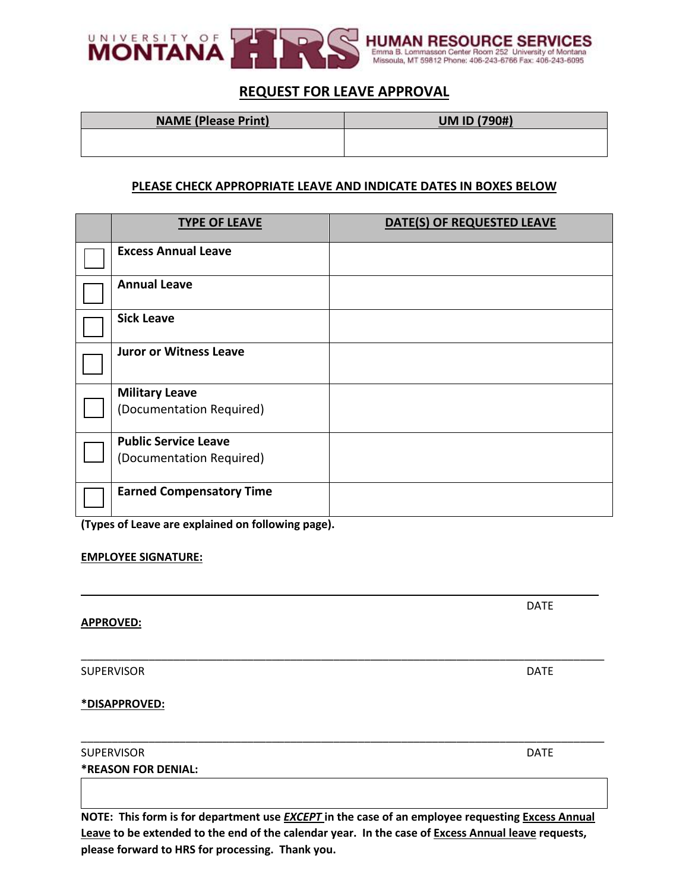UNIVERSITY OF MONTANA HRS **HUMAN RESOURCE SERVICES**
Emma B. Lommasson Center Room 252 University of Montana
Missoula, MT 59812 Phone: 406-243-6766 Fax: 406-243-6095

# REQUEST FOR LEAVE APPROVAL

| NAME (Please Print) | UM ID (790#) |
|---|---|
| | |

**PLEASE CHECK APPROPRIATE LEAVE AND INDICATE DATES IN BOXES BELOW**

| | TYPE OF LEAVE | DATE(S) OF REQUESTED LEAVE |
|---|---|---|
| ☐ | **Excess Annual Leave** | |
| ☐ | **Annual Leave** | |
| ☐ | **Sick Leave** | |
| ☐ | **Juror or Witness Leave** | |
| ☐ | **Military Leave** (Documentation Required) | |
| ☐ | **Public Service Leave** (Documentation Required) | |
| ☐ | **Earned Compensatory Time** | |

**(Types of Leave are explained on following page).**

**EMPLOYEE SIGNATURE:**

______________________________________________________________________

DATE

**APPROVED:**

______________________________________________________________________

SUPERVISOR DATE

***DISAPPROVED:**

______________________________________________________________________

SUPERVISOR DATE

***REASON FOR DENIAL:**

| |
|---|
| |

**NOTE: This form is for department use *EXCEPT* in the case of an employee requesting Excess Annual Leave to be extended to the end of the calendar year. In the case of Excess Annual leave requests, please forward to HRS for processing. Thank you.**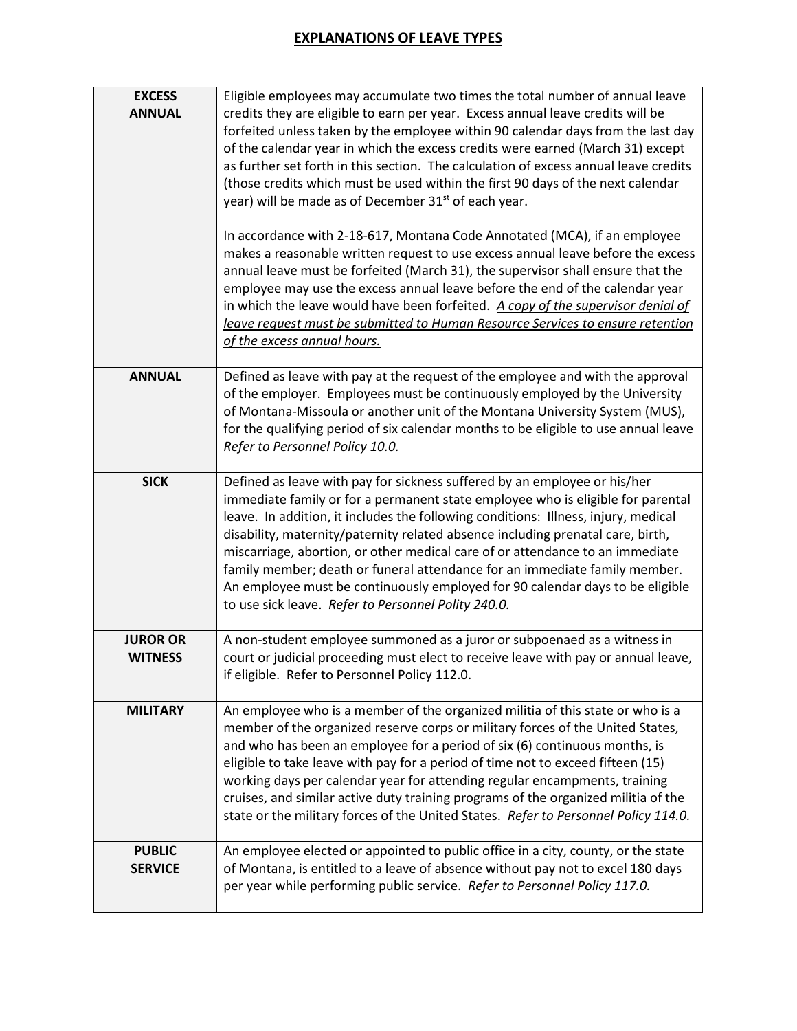## EXPLANATIONS OF LEAVE TYPES

| | |
|---|---|
| **EXCESS ANNUAL** | Eligible employees may accumulate two times the total number of annual leave credits they are eligible to earn per year. Excess annual leave credits will be forfeited unless taken by the employee within 90 calendar days from the last day of the calendar year in which the excess credits were earned (March 31) except as further set forth in this section. The calculation of excess annual leave credits (those credits which must be used within the first 90 days of the next calendar year) will be made as of December 31st of each year.<br><br>In accordance with 2-18-617, Montana Code Annotated (MCA), if an employee makes a reasonable written request to use excess annual leave before the excess annual leave must be forfeited (March 31), the supervisor shall ensure that the employee may use the excess annual leave before the end of the calendar year in which the leave would have been forfeited. *A copy of the supervisor denial of leave request must be submitted to Human Resource Services to ensure retention of the excess annual hours.* |
| **ANNUAL** | Defined as leave with pay at the request of the employee and with the approval of the employer. Employees must be continuously employed by the University of Montana-Missoula or another unit of the Montana University System (MUS), for the qualifying period of six calendar months to be eligible to use annual leave *Refer to Personnel Policy 10.0.* |
| **SICK** | Defined as leave with pay for sickness suffered by an employee or his/her immediate family or for a permanent state employee who is eligible for parental leave. In addition, it includes the following conditions: Illness, injury, medical disability, maternity/paternity related absence including prenatal care, birth, miscarriage, abortion, or other medical care of or attendance to an immediate family member; death or funeral attendance for an immediate family member. An employee must be continuously employed for 90 calendar days to be eligible to use sick leave. *Refer to Personnel Polity 240.0.* |
| **JUROR OR WITNESS** | A non-student employee summoned as a juror or subpoenaed as a witness in court or judicial proceeding must elect to receive leave with pay or annual leave, if eligible. Refer to Personnel Policy 112.0. |
| **MILITARY** | An employee who is a member of the organized militia of this state or who is a member of the organized reserve corps or military forces of the United States, and who has been an employee for a period of six (6) continuous months, is eligible to take leave with pay for a period of time not to exceed fifteen (15) working days per calendar year for attending regular encampments, training cruises, and similar active duty training programs of the organized militia of the state or the military forces of the United States. *Refer to Personnel Policy 114.0.* |
| **PUBLIC SERVICE** | An employee elected or appointed to public office in a city, county, or the state of Montana, is entitled to a leave of absence without pay not to excel 180 days per year while performing public service. *Refer to Personnel Policy 117.0.* |